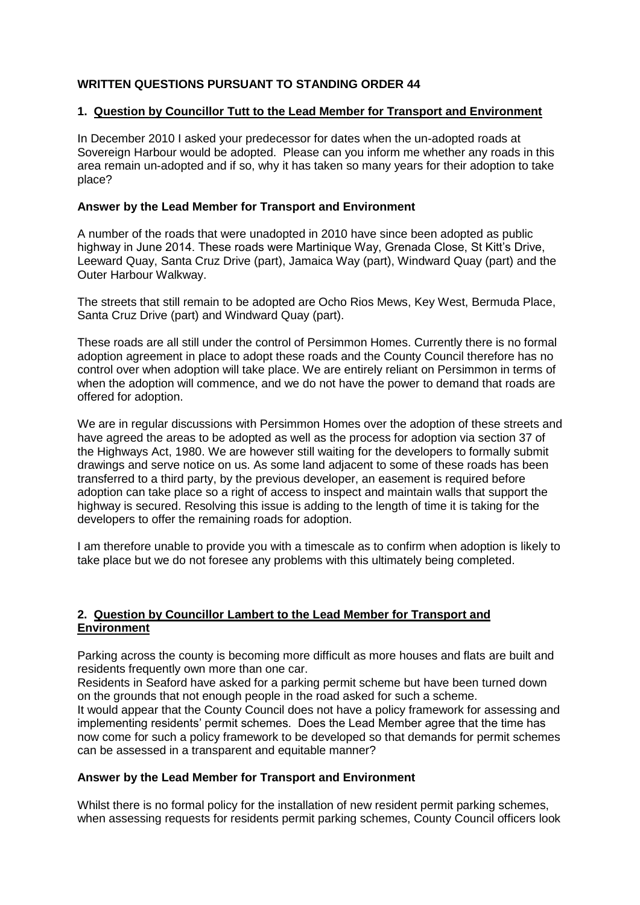# WRITTEN QUESTIONS PURSUANT TO STANDING ORDER 44

## 1. Question by Councillor Tutt to the Lead Member for Transport and Environment

In December 2010 I asked your predecessor for dates when the un-adopted roads at Sovereign Harbour would be adopted. Please can you inform me whether any roads in this area remain un-adopted and if so, why it has taken so many years for their adoption to take place?

### Answer by the Lead Member for Transport and Environment

A number of the roads that were unadopted in 2010 have since been adopted as public highway in June 2014. These roads were Martinique Way, Grenada Close, St Kitt's Drive, Leeward Quay, Santa Cruz Drive (part), Jamaica Way (part), Windward Quay (part) and the Outer Harbour Walkway.

The streets that still remain to be adopted are Ocho Rios Mews, Key West, Bermuda Place, Santa Cruz Drive (part) and Windward Quay (part).

These roads are all still under the control of Persimmon Homes. Currently there is no formal adoption agreement in place to adopt these roads and the County Council therefore has no control over when adoption will take place. We are entirely reliant on Persimmon in terms of when the adoption will commence, and we do not have the power to demand that roads are offered for adoption.

We are in regular discussions with Persimmon Homes over the adoption of these streets and have agreed the areas to be adopted as well as the process for adoption via section 37 of the Highways Act, 1980. We are however still waiting for the developers to formally submit drawings and serve notice on us. As some land adjacent to some of these roads has been transferred to a third party, by the previous developer, an easement is required before adoption can take place so a right of access to inspect and maintain walls that support the highway is secured. Resolving this issue is adding to the length of time it is taking for the developers to offer the remaining roads for adoption.

I am therefore unable to provide you with a timescale as to confirm when adoption is likely to take place but we do not foresee any problems with this ultimately being completed.

## 2. Question by Councillor Lambert to the Lead Member for Transport and Environment

Parking across the county is becoming more difficult as more houses and flats are built and residents frequently own more than one car.

Residents in Seaford have asked for a parking permit scheme but have been turned down on the grounds that not enough people in the road asked for such a scheme.

It would appear that the County Council does not have a policy framework for assessing and implementing residents' permit schemes. Does the Lead Member agree that the time has now come for such a policy framework to be developed so that demands for permit schemes can be assessed in a transparent and equitable manner?

### Answer by the Lead Member for Transport and Environment

Whilst there is no formal policy for the installation of new resident permit parking schemes, when assessing requests for residents permit parking schemes, County Council officers look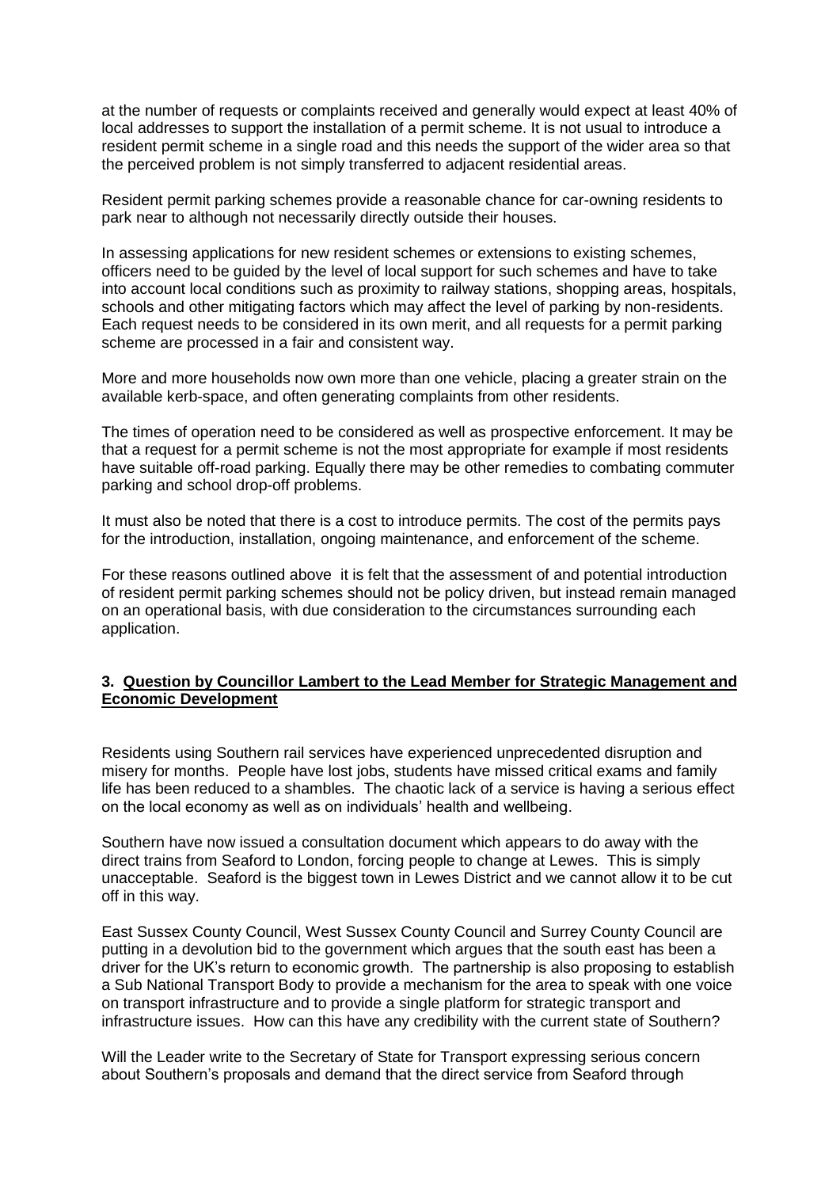at the number of requests or complaints received and generally would expect at least 40% of local addresses to support the installation of a permit scheme. It is not usual to introduce a resident permit scheme in a single road and this needs the support of the wider area so that the perceived problem is not simply transferred to adjacent residential areas.

Resident permit parking schemes provide a reasonable chance for car-owning residents to park near to although not necessarily directly outside their houses.

In assessing applications for new resident schemes or extensions to existing schemes, officers need to be guided by the level of local support for such schemes and have to take into account local conditions such as proximity to railway stations, shopping areas, hospitals, schools and other mitigating factors which may affect the level of parking by non-residents. Each request needs to be considered in its own merit, and all requests for a permit parking scheme are processed in a fair and consistent way.

More and more households now own more than one vehicle, placing a greater strain on the available kerb-space, and often generating complaints from other residents.

The times of operation need to be considered as well as prospective enforcement. It may be that a request for a permit scheme is not the most appropriate for example if most residents have suitable off-road parking. Equally there may be other remedies to combating commuter parking and school drop-off problems.

It must also be noted that there is a cost to introduce permits. The cost of the permits pays for the introduction, installation, ongoing maintenance, and enforcement of the scheme.

For these reasons outlined above it is felt that the assessment of and potential introduction of resident permit parking schemes should not be policy driven, but instead remain managed on an operational basis, with due consideration to the circumstances surrounding each application.

**3. Question by Councillor Lambert to the Lead Member for Strategic Management and Economic Development**

Residents using Southern rail services have experienced unprecedented disruption and misery for months. People have lost jobs, students have missed critical exams and family life has been reduced to a shambles. The chaotic lack of a service is having a serious effect on the local economy as well as on individuals' health and wellbeing.

Southern have now issued a consultation document which appears to do away with the direct trains from Seaford to London, forcing people to change at Lewes. This is simply unacceptable. Seaford is the biggest town in Lewes District and we cannot allow it to be cut off in this way.

East Sussex County Council, West Sussex County Council and Surrey County Council are putting in a devolution bid to the government which argues that the south east has been a driver for the UK's return to economic growth. The partnership is also proposing to establish a Sub National Transport Body to provide a mechanism for the area to speak with one voice on transport infrastructure and to provide a single platform for strategic transport and infrastructure issues. How can this have any credibility with the current state of Southern?

Will the Leader write to the Secretary of State for Transport expressing serious concern about Southern's proposals and demand that the direct service from Seaford through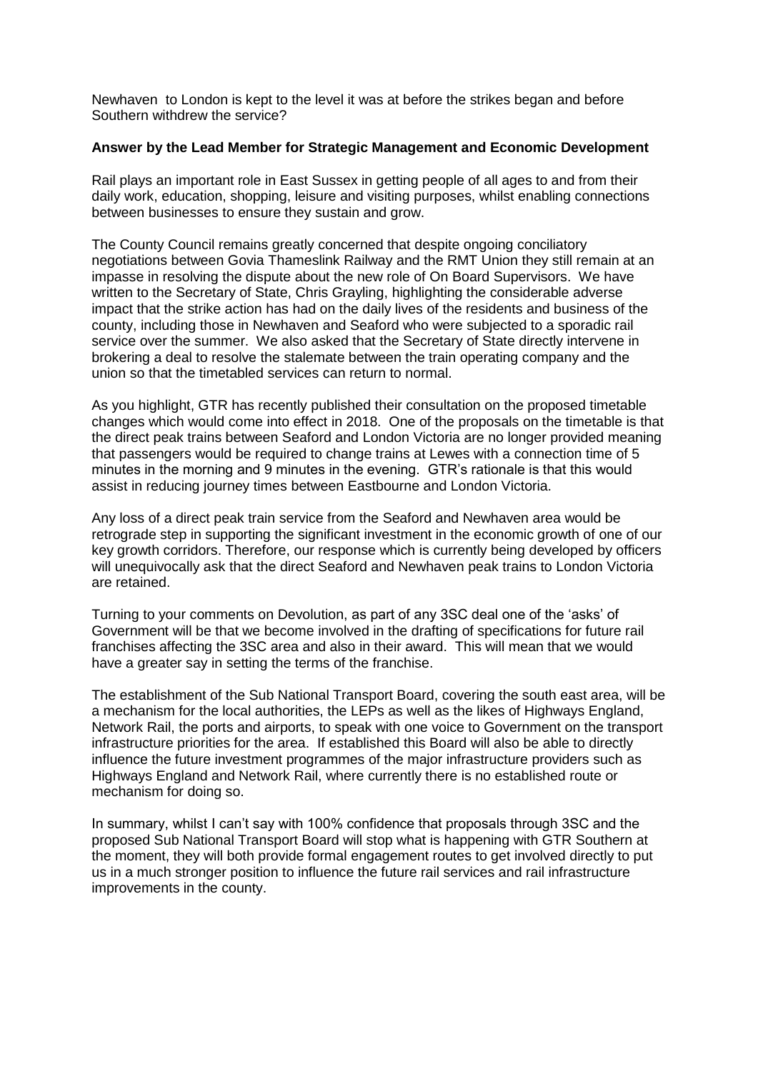Newhaven to London is kept to the level it was at before the strikes began and before Southern withdrew the service?

**Answer by the Lead Member for Strategic Management and Economic Development**

Rail plays an important role in East Sussex in getting people of all ages to and from their daily work, education, shopping, leisure and visiting purposes, whilst enabling connections between businesses to ensure they sustain and grow.

The County Council remains greatly concerned that despite ongoing conciliatory negotiations between Govia Thameslink Railway and the RMT Union they still remain at an impasse in resolving the dispute about the new role of On Board Supervisors. We have written to the Secretary of State, Chris Grayling, highlighting the considerable adverse impact that the strike action has had on the daily lives of the residents and business of the county, including those in Newhaven and Seaford who were subjected to a sporadic rail service over the summer. We also asked that the Secretary of State directly intervene in brokering a deal to resolve the stalemate between the train operating company and the union so that the timetabled services can return to normal.

As you highlight, GTR has recently published their consultation on the proposed timetable changes which would come into effect in 2018. One of the proposals on the timetable is that the direct peak trains between Seaford and London Victoria are no longer provided meaning that passengers would be required to change trains at Lewes with a connection time of 5 minutes in the morning and 9 minutes in the evening. GTR's rationale is that this would assist in reducing journey times between Eastbourne and London Victoria.

Any loss of a direct peak train service from the Seaford and Newhaven area would be retrograde step in supporting the significant investment in the economic growth of one of our key growth corridors. Therefore, our response which is currently being developed by officers will unequivocally ask that the direct Seaford and Newhaven peak trains to London Victoria are retained.

Turning to your comments on Devolution, as part of any 3SC deal one of the 'asks' of Government will be that we become involved in the drafting of specifications for future rail franchises affecting the 3SC area and also in their award. This will mean that we would have a greater say in setting the terms of the franchise.

The establishment of the Sub National Transport Board, covering the south east area, will be a mechanism for the local authorities, the LEPs as well as the likes of Highways England, Network Rail, the ports and airports, to speak with one voice to Government on the transport infrastructure priorities for the area. If established this Board will also be able to directly influence the future investment programmes of the major infrastructure providers such as Highways England and Network Rail, where currently there is no established route or mechanism for doing so.

In summary, whilst I can't say with 100% confidence that proposals through 3SC and the proposed Sub National Transport Board will stop what is happening with GTR Southern at the moment, they will both provide formal engagement routes to get involved directly to put us in a much stronger position to influence the future rail services and rail infrastructure improvements in the county.